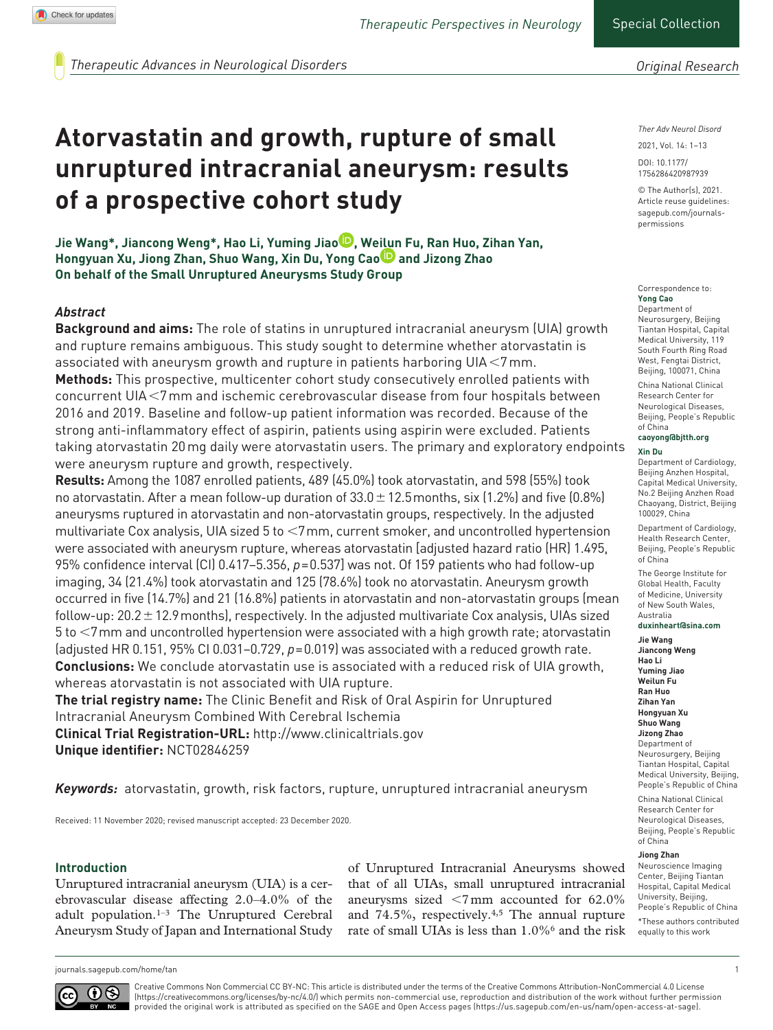# Atorvastatin and growth, rupture of small unruptured intracranial aneurysm: results of a prospective cohort study

**Jie Wang*, Jiancong Weng*, Hao Li, Yuming Jiao, Weilun Fu, Ran Huo, Zihan Yan, Hongyuan Xu, Jiong Zhan, Shuo Wang, Xin Du, Yong Cao and Jizong Zhao**
**On behalf of the Small Unruptured Aneurysms Study Group**

## *Abstract*

**Background and aims:** The role of statins in unruptured intracranial aneurysm (UIA) growth and rupture remains ambiguous. This study sought to determine whether atorvastatin is associated with aneurysm growth and rupture in patients harboring UIA <7 mm.

**Methods:** This prospective, multicenter cohort study consecutively enrolled patients with concurrent UIA <7 mm and ischemic cerebrovascular disease from four hospitals between 2016 and 2019. Baseline and follow-up patient information was recorded. Because of the strong anti-inflammatory effect of aspirin, patients using aspirin were excluded. Patients taking atorvastatin 20 mg daily were atorvastatin users. The primary and exploratory endpoints were aneurysm rupture and growth, respectively.

**Results:** Among the 1087 enrolled patients, 489 (45.0%) took atorvastatin, and 598 (55%) took no atorvastatin. After a mean follow-up duration of 33.0 ± 12.5 months, six (1.2%) and five (0.8%) aneurysms ruptured in atorvastatin and non-atorvastatin groups, respectively. In the adjusted multivariate Cox analysis, UIA sized 5 to <7 mm, current smoker, and uncontrolled hypertension were associated with aneurysm rupture, whereas atorvastatin [adjusted hazard ratio (HR) 1.495, 95% confidence interval (CI) 0.417–5.356, $p = 0.537$] was not. Of 159 patients who had follow-up imaging, 34 (21.4%) took atorvastatin and 125 (78.6%) took no atorvastatin. Aneurysm growth occurred in five (14.7%) and 21 (16.8%) patients in atorvastatin and non-atorvastatin groups (mean follow-up: 20.2 ± 12.9 months), respectively. In the adjusted multivariate Cox analysis, UIAs sized 5 to <7 mm and uncontrolled hypertension were associated with a high growth rate; atorvastatin (adjusted HR 0.151, 95% CI 0.031–0.729, $p = 0.019$) was associated with a reduced growth rate.

**Conclusions:** We conclude atorvastatin use is associated with a reduced risk of UIA growth, whereas atorvastatin is not associated with UIA rupture.

**The trial registry name:** The Clinic Benefit and Risk of Oral Aspirin for Unruptured Intracranial Aneurysm Combined With Cerebral Ischemia

**Clinical Trial Registration-URL:** http://www.clinicaltrials.gov

**Unique identifier:** NCT02846259

***Keywords:*** atorvastatin, growth, risk factors, rupture, unruptured intracranial aneurysm

Received: 11 November 2020; revised manuscript accepted: 23 December 2020.

Correspondence to:
**Yong Cao**
Department of Neurosurgery, Beijing Tiantan Hospital, Capital Medical University, 119 South Fourth Ring Road West, Fengtai District, Beijing, 100071, China

China National Clinical Research Center for Neurological Diseases, Beijing, People's Republic of China
**caoyong@bjtth.org**

**Xin Du**
Department of Cardiology, Beijing Anzhen Hospital, Capital Medical University, No.2 Beijing Anzhen Road Chaoyang, District, Beijing 100029, China

Department of Cardiology, Health Research Center, Beijing, People's Republic of China

The George Institute for Global Health, Faculty of Medicine, University of New South Wales, Australia
**duxinheart@sina.com**

**Jie Wang**
**Jiancong Weng**
**Hao Li**
**Yuming Jiao**
**Weilun Fu**
**Ran Huo**
**Zihan Yan**
**Hongyuan Xu**
**Shuo Wang**
**Jizong Zhao**
Department of Neurosurgery, Beijing Tiantan Hospital, Capital Medical University, Beijing, People's Republic of China

China National Clinical Research Center for Neurological Diseases, Beijing, People's Republic of China

**Jiong Zhan**
Neuroscience Imaging Center, Beijing Tiantan Hospital, Capital Medical University, Beijing, People's Republic of China

*These authors contributed equally to this work

## Introduction

Unruptured intracranial aneurysm (UIA) is a cerebrovascular disease affecting 2.0–4.0% of the adult population.[1–3] The Unruptured Cerebral Aneurysm Study of Japan and International Study of Unruptured Intracranial Aneurysms showed that of all UIAs, small unruptured intracranial aneurysms sized <7 mm accounted for 62.0% and 74.5%, respectively.[4,5] The annual rupture rate of small UIAs is less than 1.0%[6] and the risk

Creative Commons Non Commercial CC BY-NC: This article is distributed under the terms of the Creative Commons Attribution-NonCommercial 4.0 License (https://creativecommons.org/licenses/by-nc/4.0/) which permits non-commercial use, reproduction and distribution of the work without further permission provided the original work is attributed as specified on the SAGE and Open Access pages (https://us.sagepub.com/en-us/nam/open-access-at-sage).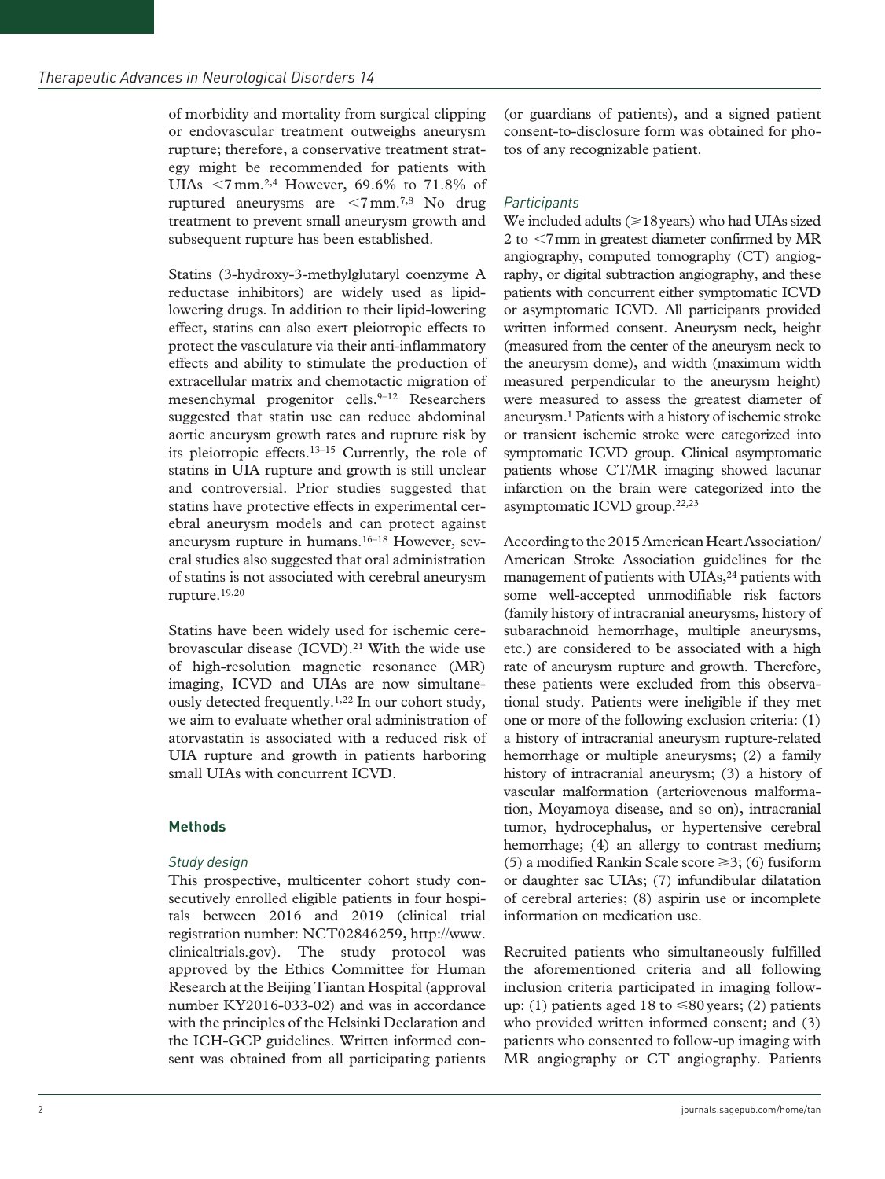of morbidity and mortality from surgical clipping or endovascular treatment outweighs aneurysm rupture; therefore, a conservative treatment strategy might be recommended for patients with UIAs <7 mm.[2,4] However, 69.6% to 71.8% of ruptured aneurysms are <7 mm.[7,8] No drug treatment to prevent small aneurysm growth and subsequent rupture has been established.

Statins (3-hydroxy-3-methylglutaryl coenzyme A reductase inhibitors) are widely used as lipid-lowering drugs. In addition to their lipid-lowering effect, statins can also exert pleiotropic effects to protect the vasculature via their anti-inflammatory effects and ability to stimulate the production of extracellular matrix and chemotactic migration of mesenchymal progenitor cells.[9–12] Researchers suggested that statin use can reduce abdominal aortic aneurysm growth rates and rupture risk by its pleiotropic effects.[13–15] Currently, the role of statins in UIA rupture and growth is still unclear and controversial. Prior studies suggested that statins have protective effects in experimental cerebral aneurysm models and can protect against aneurysm rupture in humans.[16–18] However, several studies also suggested that oral administration of statins is not associated with cerebral aneurysm rupture.[19,20]

Statins have been widely used for ischemic cerebrovascular disease (ICVD).[21] With the wide use of high-resolution magnetic resonance (MR) imaging, ICVD and UIAs are now simultaneously detected frequently.[1,22] In our cohort study, we aim to evaluate whether oral administration of atorvastatin is associated with a reduced risk of UIA rupture and growth in patients harboring small UIAs with concurrent ICVD.

## Methods

### *Study design*

This prospective, multicenter cohort study consecutively enrolled eligible patients in four hospitals between 2016 and 2019 (clinical trial registration number: NCT02846259, http://www.clinicaltrials.gov). The study protocol was approved by the Ethics Committee for Human Research at the Beijing Tiantan Hospital (approval number KY2016-033-02) and was in accordance with the principles of the Helsinki Declaration and the ICH-GCP guidelines. Written informed consent was obtained from all participating patients (or guardians of patients), and a signed patient consent-to-disclosure form was obtained for photos of any recognizable patient.

### *Participants*

We included adults (⩾18 years) who had UIAs sized 2 to <7 mm in greatest diameter confirmed by MR angiography, computed tomography (CT) angiography, or digital subtraction angiography, and these patients with concurrent either symptomatic ICVD or asymptomatic ICVD. All participants provided written informed consent. Aneurysm neck, height (measured from the center of the aneurysm neck to the aneurysm dome), and width (maximum width measured perpendicular to the aneurysm height) were measured to assess the greatest diameter of aneurysm.[1] Patients with a history of ischemic stroke or transient ischemic stroke were categorized into symptomatic ICVD group. Clinical asymptomatic patients whose CT/MR imaging showed lacunar infarction on the brain were categorized into the asymptomatic ICVD group.[22,23]

According to the 2015 American Heart Association/American Stroke Association guidelines for the management of patients with UIAs,[24] patients with some well-accepted unmodifiable risk factors (family history of intracranial aneurysms, history of subarachnoid hemorrhage, multiple aneurysms, etc.) are considered to be associated with a high rate of aneurysm rupture and growth. Therefore, these patients were excluded from this observational study. Patients were ineligible if they met one or more of the following exclusion criteria: (1) a history of intracranial aneurysm rupture-related hemorrhage or multiple aneurysms; (2) a family history of intracranial aneurysm; (3) a history of vascular malformation (arteriovenous malformation, Moyamoya disease, and so on), intracranial tumor, hydrocephalus, or hypertensive cerebral hemorrhage; (4) an allergy to contrast medium; (5) a modified Rankin Scale score ⩾3; (6) fusiform or daughter sac UIAs; (7) infundibular dilatation of cerebral arteries; (8) aspirin use or incomplete information on medication use.

Recruited patients who simultaneously fulfilled the aforementioned criteria and all following inclusion criteria participated in imaging follow-up: (1) patients aged 18 to ⩽80 years; (2) patients who provided written informed consent; and (3) patients who consented to follow-up imaging with MR angiography or CT angiography. Patients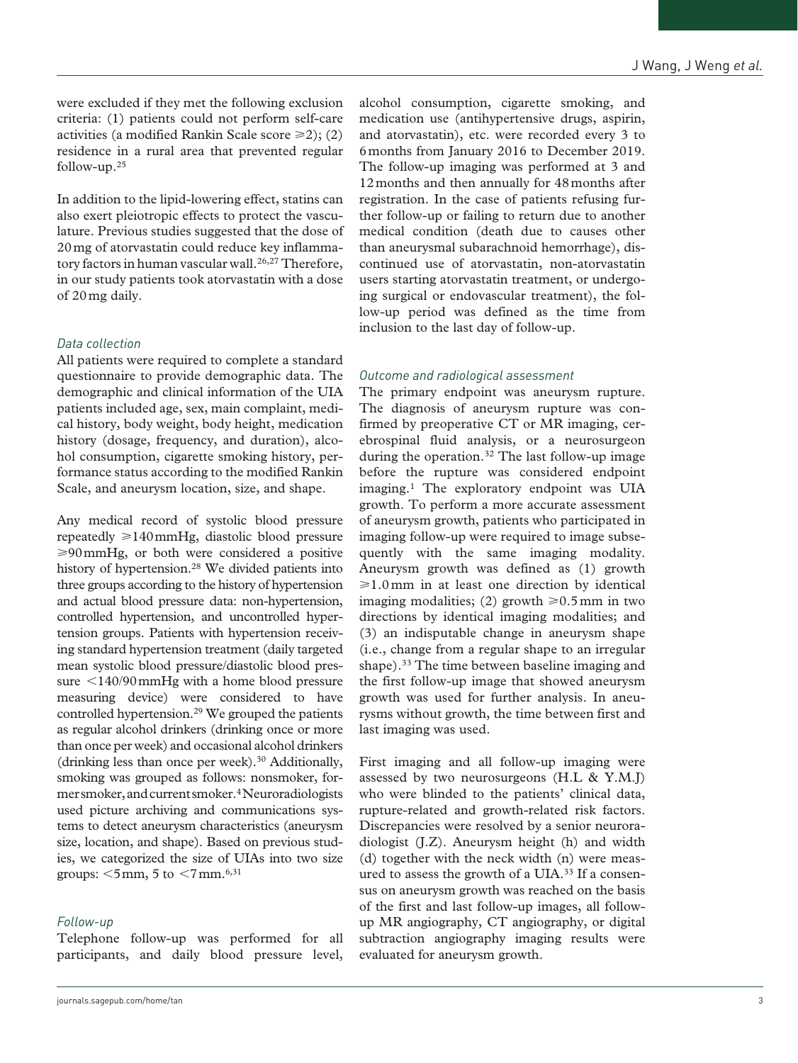were excluded if they met the following exclusion criteria: (1) patients could not perform self-care activities (a modified Rankin Scale score ⩾2); (2) residence in a rural area that prevented regular follow-up.[25]

In addition to the lipid-lowering effect, statins can also exert pleiotropic effects to protect the vasculature. Previous studies suggested that the dose of 20 mg of atorvastatin could reduce key inflammatory factors in human vascular wall.[26,27] Therefore, in our study patients took atorvastatin with a dose of 20 mg daily.

### *Data collection*

All patients were required to complete a standard questionnaire to provide demographic data. The demographic and clinical information of the UIA patients included age, sex, main complaint, medical history, body weight, body height, medication history (dosage, frequency, and duration), alcohol consumption, cigarette smoking history, performance status according to the modified Rankin Scale, and aneurysm location, size, and shape.

Any medical record of systolic blood pressure repeatedly ⩾140 mmHg, diastolic blood pressure ⩾90 mmHg, or both were considered a positive history of hypertension.[28] We divided patients into three groups according to the history of hypertension and actual blood pressure data: non-hypertension, controlled hypertension, and uncontrolled hypertension groups. Patients with hypertension receiving standard hypertension treatment (daily targeted mean systolic blood pressure/diastolic blood pressure <140/90 mmHg with a home blood pressure measuring device) were considered to have controlled hypertension.[29] We grouped the patients as regular alcohol drinkers (drinking once or more than once per week) and occasional alcohol drinkers (drinking less than once per week).[30] Additionally, smoking was grouped as follows: nonsmoker, former smoker, and current smoker.[4] Neuroradiologists used picture archiving and communications systems to detect aneurysm characteristics (aneurysm size, location, and shape). Based on previous studies, we categorized the size of UIAs into two size groups: <5 mm, 5 to <7 mm.[6,31]

### *Follow-up*

Telephone follow-up was performed for all participants, and daily blood pressure level, alcohol consumption, cigarette smoking, and medication use (antihypertensive drugs, aspirin, and atorvastatin), etc. were recorded every 3 to 6 months from January 2016 to December 2019. The follow-up imaging was performed at 3 and 12 months and then annually for 48 months after registration. In the case of patients refusing further follow-up or failing to return due to another medical condition (death due to causes other than aneurysmal subarachnoid hemorrhage), discontinued use of atorvastatin, non-atorvastatin users starting atorvastatin treatment, or undergoing surgical or endovascular treatment), the follow-up period was defined as the time from inclusion to the last day of follow-up.

### *Outcome and radiological assessment*

The primary endpoint was aneurysm rupture. The diagnosis of aneurysm rupture was confirmed by preoperative CT or MR imaging, cerebrospinal fluid analysis, or a neurosurgeon during the operation.[32] The last follow-up image before the rupture was considered endpoint imaging.[1] The exploratory endpoint was UIA growth. To perform a more accurate assessment of aneurysm growth, patients who participated in imaging follow-up were required to image subsequently with the same imaging modality. Aneurysm growth was defined as (1) growth ⩾1.0 mm in at least one direction by identical imaging modalities; (2) growth ⩾0.5 mm in two directions by identical imaging modalities; and (3) an indisputable change in aneurysm shape (i.e., change from a regular shape to an irregular shape).[33] The time between baseline imaging and the first follow-up image that showed aneurysm growth was used for further analysis. In aneurysms without growth, the time between first and last imaging was used.

First imaging and all follow-up imaging were assessed by two neurosurgeons (H.L & Y.M.J) who were blinded to the patients' clinical data, rupture-related and growth-related risk factors. Discrepancies were resolved by a senior neuroradiologist (J.Z). Aneurysm height (h) and width (d) together with the neck width (n) were measured to assess the growth of a UIA.[33] If a consensus on aneurysm growth was reached on the basis of the first and last follow-up images, all follow-up MR angiography, CT angiography, or digital subtraction angiography imaging results were evaluated for aneurysm growth.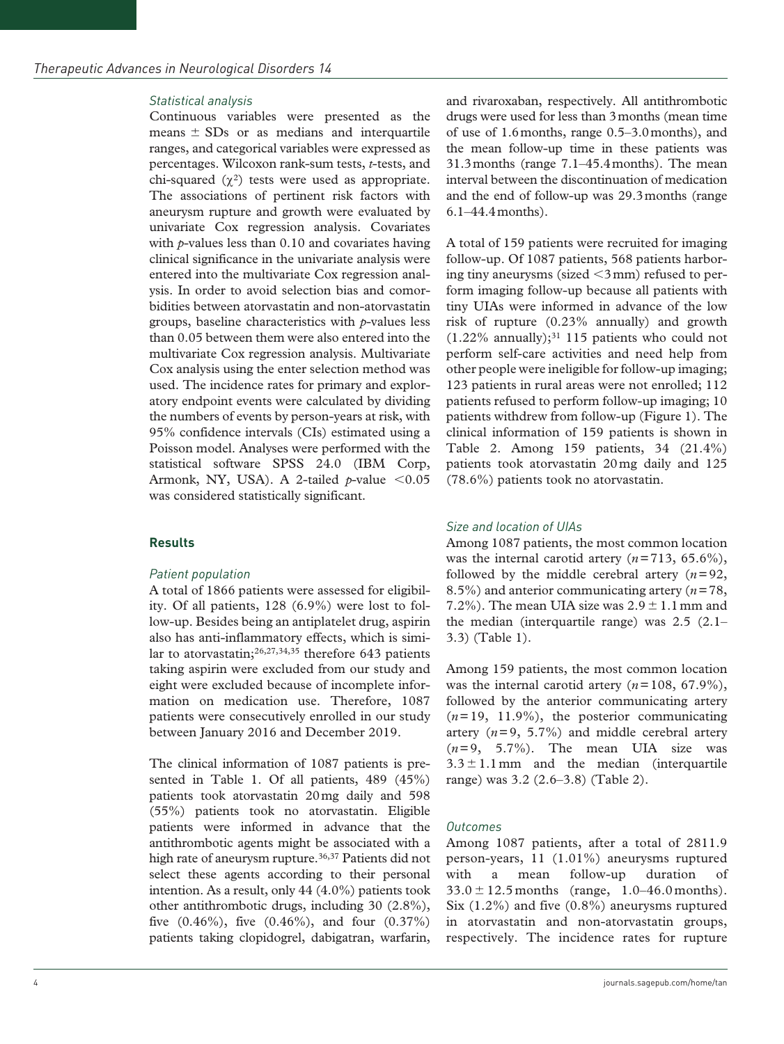### *Statistical analysis*

Continuous variables were presented as the means ± SDs or as medians and interquartile ranges, and categorical variables were expressed as percentages. Wilcoxon rank-sum tests, *t*-tests, and chi-squared ($\chi^2$) tests were used as appropriate. The associations of pertinent risk factors with aneurysm rupture and growth were evaluated by univariate Cox regression analysis. Covariates with *p*-values less than 0.10 and covariates having clinical significance in the univariate analysis were entered into the multivariate Cox regression analysis. In order to avoid selection bias and comorbidities between atorvastatin and non-atorvastatin groups, baseline characteristics with *p*-values less than 0.05 between them were also entered into the multivariate Cox regression analysis. Multivariate Cox analysis using the enter selection method was used. The incidence rates for primary and exploratory endpoint events were calculated by dividing the numbers of events by person-years at risk, with 95% confidence intervals (CIs) estimated using a Poisson model. Analyses were performed with the statistical software SPSS 24.0 (IBM Corp, Armonk, NY, USA). A 2-tailed *p*-value $<0.05$ was considered statistically significant.

## **Results**

### *Patient population*

A total of 1866 patients were assessed for eligibility. Of all patients, 128 (6.9%) were lost to follow-up. Besides being an antiplatelet drug, aspirin also has anti-inflammatory effects, which is similar to atorvastatin;[26,27,34,35] therefore 643 patients taking aspirin were excluded from our study and eight were excluded because of incomplete information on medication use. Therefore, 1087 patients were consecutively enrolled in our study between January 2016 and December 2019.

The clinical information of 1087 patients is presented in Table 1. Of all patients, 489 (45%) patients took atorvastatin 20 mg daily and 598 (55%) patients took no atorvastatin. Eligible patients were informed in advance that the antithrombotic agents might be associated with a high rate of aneurysm rupture.[36,37] Patients did not select these agents according to their personal intention. As a result, only 44 (4.0%) patients took other antithrombotic drugs, including 30 (2.8%), five (0.46%), five (0.46%), and four (0.37%) patients taking clopidogrel, dabigatran, warfarin, and rivaroxaban, respectively. All antithrombotic drugs were used for less than 3 months (mean time of use of 1.6 months, range 0.5–3.0 months), and the mean follow-up time in these patients was 31.3 months (range 7.1–45.4 months). The mean interval between the discontinuation of medication and the end of follow-up was 29.3 months (range 6.1–44.4 months).

A total of 159 patients were recruited for imaging follow-up. Of 1087 patients, 568 patients harboring tiny aneurysms (sized <3 mm) refused to perform imaging follow-up because all patients with tiny UIAs were informed in advance of the low risk of rupture (0.23% annually) and growth (1.22% annually);[31] 115 patients who could not perform self-care activities and need help from other people were ineligible for follow-up imaging; 123 patients in rural areas were not enrolled; 112 patients refused to perform follow-up imaging; 10 patients withdrew from follow-up (Figure 1). The clinical information of 159 patients is shown in Table 2. Among 159 patients, 34 (21.4%) patients took atorvastatin 20 mg daily and 125 (78.6%) patients took no atorvastatin.

### *Size and location of UIAs*

Among 1087 patients, the most common location was the internal carotid artery ($n=713$, 65.6%), followed by the middle cerebral artery ($n=92$, 8.5%) and anterior communicating artery ($n=78$, 7.2%). The mean UIA size was 2.9 ± 1.1 mm and the median (interquartile range) was 2.5 (2.1–3.3) (Table 1).

Among 159 patients, the most common location was the internal carotid artery ($n=108$, 67.9%), followed by the anterior communicating artery ($n=19$, 11.9%), the posterior communicating artery ($n=9$, 5.7%) and middle cerebral artery ($n=9$, 5.7%). The mean UIA size was 3.3 ± 1.1 mm and the median (interquartile range) was 3.2 (2.6–3.8) (Table 2).

### *Outcomes*

Among 1087 patients, after a total of 2811.9 person-years, 11 (1.01%) aneurysms ruptured with a mean follow-up duration of 33.0 ± 12.5 months (range, 1.0–46.0 months). Six (1.2%) and five (0.8%) aneurysms ruptured in atorvastatin and non-atorvastatin groups, respectively. The incidence rates for rupture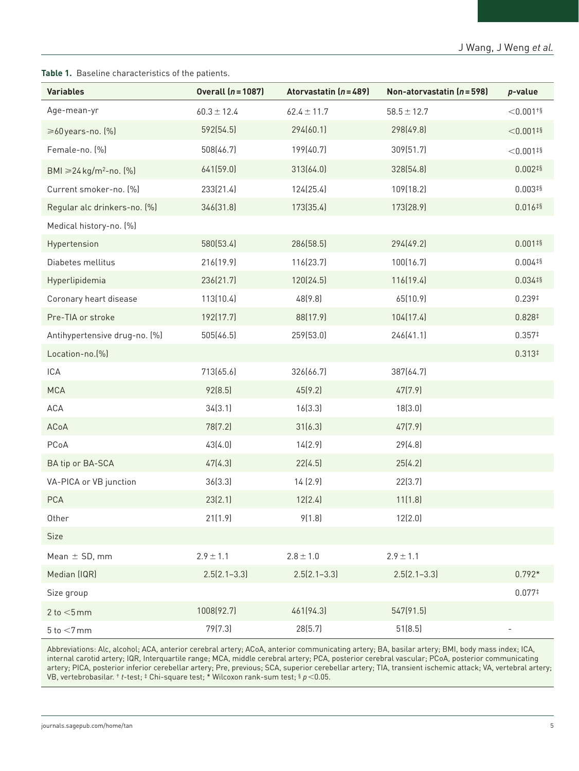**Table 1.** Baseline characteristics of the patients.

| Variables | Overall (*n* = 1087) | Atorvastatin (*n* = 489) | Non-atorvastatin (*n* = 598) | *p*-value |
|---|---|---|---|---|
| Age-mean-yr | 60.3 ± 12.4 | 62.4 ± 11.7 | 58.5 ± 12.7 | <0.001†§ |
| ⩾60 years-no. (%) | 592(54.5) | 294(60.1) | 298(49.8) | <0.001‡§ |
| Female-no. (%) | 508(46.7) | 199(40.7) | 309(51.7) | <0.001‡§ |
| BMI ⩾24 kg/m²-no. (%) | 641(59.0) | 313(64.0) | 328(54.8) | 0.002‡§ |
| Current smoker-no. (%) | 233(21.4) | 124(25.4) | 109(18.2) | 0.003‡§ |
| Regular alc drinkers-no. (%) | 346(31.8) | 173(35.4) | 173(28.9) | 0.016‡§ |
| Medical history-no. (%) | | | | |
| Hypertension | 580(53.4) | 286(58.5) | 294(49.2) | 0.001‡§ |
| Diabetes mellitus | 216(19.9) | 116(23.7) | 100(16.7) | 0.004‡§ |
| Hyperlipidemia | 236(21.7) | 120(24.5) | 116(19.4) | 0.034‡§ |
| Coronary heart disease | 113(10.4) | 48(9.8) | 65(10.9) | 0.239‡ |
| Pre-TIA or stroke | 192(17.7) | 88(17.9) | 104(17.4) | 0.828‡ |
| Antihypertensive drug-no. (%) | 505(46.5) | 259(53.0) | 246(41.1) | 0.357‡ |
| Location-no.(%) | | | | 0.313‡ |
| ICA | 713(65.6) | 326(66.7) | 387(64.7) | |
| MCA | 92(8.5) | 45(9.2) | 47(7.9) | |
| ACA | 34(3.1) | 16(3.3) | 18(3.0) | |
| ACoA | 78(7.2) | 31(6.3) | 47(7.9) | |
| PCoA | 43(4.0) | 14(2.9) | 29(4.8) | |
| BA tip or BA-SCA | 47(4.3) | 22(4.5) | 25(4.2) | |
| VA-PICA or VB junction | 36(3.3) | 14 (2.9) | 22(3.7) | |
| PCA | 23(2.1) | 12(2.4) | 11(1.8) | |
| Other | 21(1.9) | 9(1.8) | 12(2.0) | |
| Size | | | | |
| Mean ± SD, mm | 2.9 ± 1.1 | 2.8 ± 1.0 | 2.9 ± 1.1 | |
| Median (IQR) | 2.5(2.1–3.3) | 2.5(2.1–3.3) | 2.5(2.1–3.3) | 0.792* |
| Size group | | | | 0.077‡ |
| 2 to <5 mm | 1008(92.7) | 461(94.3) | 547(91.5) | |
| 5 to <7 mm | 79(7.3) | 28(5.7) | 51(8.5) | - |

Abbreviations: Alc, alcohol; ACA, anterior cerebral artery; ACoA, anterior communicating artery; BA, basilar artery; BMI, body mass index; ICA, internal carotid artery; IQR, Interquartile range; MCA, middle cerebral artery; PCA, posterior cerebral vascular; PCoA, posterior communicating artery; PICA, posterior inferior cerebellar artery; Pre, previous; SCA, superior cerebellar artery; TIA, transient ischemic attack; VA, vertebral artery; VB, vertebrobasilar. † *t*-test; ‡ Chi-square test; * Wilcoxon rank-sum test; § $p < 0.05$.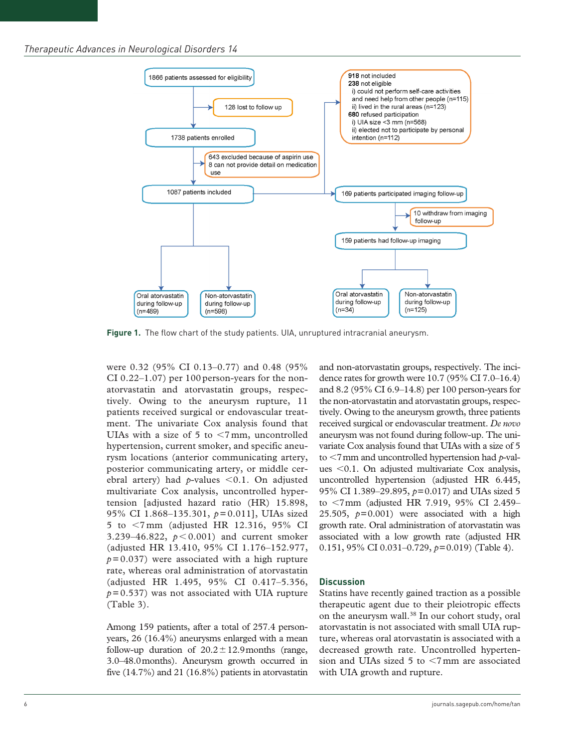Figure 1. The flow chart of the study patients. UIA, unruptured intracranial aneurysm.

were 0.32 (95% CI 0.13–0.77) and 0.48 (95% CI 0.22–1.07) per 100 person-years for the non-atorvastatin and atorvastatin groups, respectively. Owing to the aneurysm rupture, 11 patients received surgical or endovascular treatment. The univariate Cox analysis found that UIAs with a size of 5 to <7 mm, uncontrolled hypertension, current smoker, and specific aneurysm locations (anterior communicating artery, posterior communicating artery, or middle cerebral artery) had $p$-values <0.1. On adjusted multivariate Cox analysis, uncontrolled hypertension [adjusted hazard ratio (HR) 15.898, 95% CI 1.868–135.301, $p = 0.011$], UIAs sized 5 to <7 mm (adjusted HR 12.316, 95% CI 3.239–46.822, $p < 0.001$) and current smoker (adjusted HR 13.410, 95% CI 1.176–152.977, $p = 0.037$) were associated with a high rupture rate, whereas oral administration of atorvastatin (adjusted HR 1.495, 95% CI 0.417–5.356, $p = 0.537$) was not associated with UIA rupture (Table 3).

Among 159 patients, after a total of 257.4 person-years, 26 (16.4%) aneurysms enlarged with a mean follow-up duration of 20.2 ± 12.9 months (range, 3.0–48.0 months). Aneurysm growth occurred in five (14.7%) and 21 (16.8%) patients in atorvastatin and non-atorvastatin groups, respectively. The incidence rates for growth were 10.7 (95% CI 7.0–16.4) and 8.2 (95% CI 6.9–14.8) per 100 person-years for the non-atorvastatin and atorvastatin groups, respectively. Owing to the aneurysm growth, three patients received surgical or endovascular treatment. *De novo* aneurysm was not found during follow-up. The univariate Cox analysis found that UIAs with a size of 5 to <7 mm and uncontrolled hypertension had $p$-values <0.1. On adjusted multivariate Cox analysis, uncontrolled hypertension (adjusted HR 6.445, 95% CI 1.389–29.895, $p = 0.017$) and UIAs sized 5 to <7 mm (adjusted HR 7.919, 95% CI 2.459–25.505, $p = 0.001$) were associated with a high growth rate. Oral administration of atorvastatin was associated with a low growth rate (adjusted HR 0.151, 95% CI 0.031–0.729, $p = 0.019$) (Table 4).

## Discussion

Statins have recently gained traction as a possible therapeutic agent due to their pleiotropic effects on the aneurysm wall.[38] In our cohort study, oral atorvastatin is not associated with small UIA rupture, whereas oral atorvastatin is associated with a decreased growth rate. Uncontrolled hypertension and UIAs sized 5 to <7 mm are associated with UIA growth and rupture.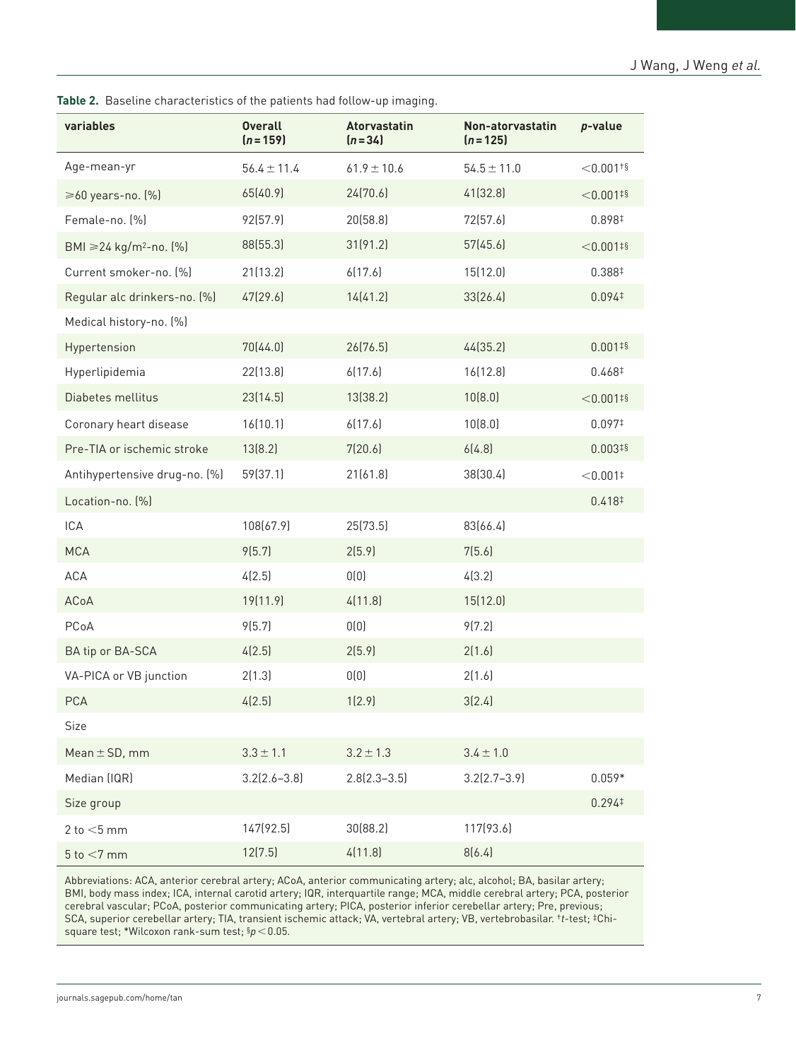**Table 2.** Baseline characteristics of the patients had follow-up imaging.

| variables | Overall ($n$ = 159) | Atorvastatin ($n$ = 34) | Non-atorvastatin ($n$ = 125) | $p$-value |
|---|---|---|---|---|
| Age-mean-yr | 56.4 ± 11.4 | 61.9 ± 10.6 | 54.5 ± 11.0 | <0.001[†§] |
| ⩾60 years-no. (%) | 65(40.9) | 24(70.6) | 41(32.8) | <0.001[‡§] |
| Female-no. (%) | 92(57.9) | 20(58.8) | 72(57.6) | 0.898[‡] |
| BMI ⩾24 kg/m²-no. (%) | 88(55.3) | 31(91.2) | 57(45.6) | <0.001[‡§] |
| Current smoker-no. (%) | 21(13.2) | 6(17.6) | 15(12.0) | 0.388[‡] |
| Regular alc drinkers-no. (%) | 47(29.6) | 14(41.2) | 33(26.4) | 0.094[‡] |
| Medical history-no. (%) | | | | |
| Hypertension | 70(44.0) | 26(76.5) | 44(35.2) | 0.001[‡§] |
| Hyperlipidemia | 22(13.8) | 6(17.6) | 16(12.8) | 0.468[‡] |
| Diabetes mellitus | 23(14.5) | 13(38.2) | 10(8.0) | <0.001[‡§] |
| Coronary heart disease | 16(10.1) | 6(17.6) | 10(8.0) | 0.097[‡] |
| Pre-TIA or ischemic stroke | 13(8.2) | 7(20.6) | 6(4.8) | 0.003[‡§] |
| Antihypertensive drug-no. (%) | 59(37.1) | 21(61.8) | 38(30.4) | <0.001[‡] |
| Location-no. (%) | | | | 0.418[‡] |
| ICA | 108(67.9) | 25(73.5) | 83(66.4) | |
| MCA | 9(5.7) | 2(5.9) | 7(5.6) | |
| ACA | 4(2.5) | 0(0) | 4(3.2) | |
| ACoA | 19(11.9) | 4(11.8) | 15(12.0) | |
| PCoA | 9(5.7) | 0(0) | 9(7.2) | |
| BA tip or BA-SCA | 4(2.5) | 2(5.9) | 2(1.6) | |
| VA-PICA or VB junction | 2(1.3) | 0(0) | 2(1.6) | |
| PCA | 4(2.5) | 1(2.9) | 3(2.4) | |
| Size | | | | |
| Mean ± SD, mm | 3.3 ± 1.1 | 3.2 ± 1.3 | 3.4 ± 1.0 | |
| Median (IQR) | 3.2(2.6–3.8) | 2.8(2.3–3.5) | 3.2(2.7–3.9) | 0.059* |
| Size group | | | | 0.294[‡] |
| 2 to <5 mm | 147(92.5) | 30(88.2) | 117(93.6) | |
| 5 to <7 mm | 12(7.5) | 4(11.8) | 8(6.4) | |

Abbreviations: ACA, anterior cerebral artery; ACoA, anterior communicating artery; alc, alcohol; BA, basilar artery; BMI, body mass index; ICA, internal carotid artery; IQR, interquartile range; MCA, middle cerebral artery; PCA, posterior cerebral vascular; PCoA, posterior communicating artery; PICA, posterior inferior cerebellar artery; Pre, previous; SCA, superior cerebellar artery; TIA, transient ischemic attack; VA, vertebral artery; VB, vertebrobasilar. [†]*t*-test; [‡]Chi-square test; *Wilcoxon rank-sum test; [§]$p < 0.05$.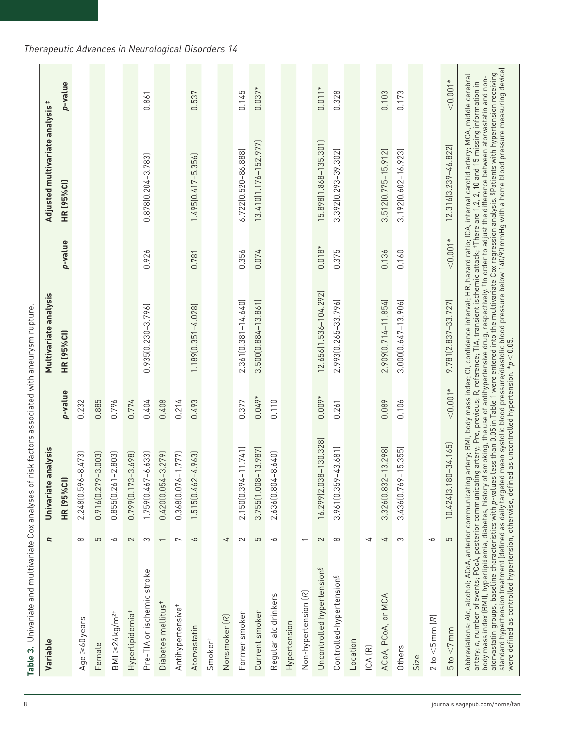**Table 3.** Univariate and multivariate Cox analyses of risk factors associated with aneurysm rupture.

| Variable | *n* | Univariate analysis | | Multivariate analysis | | Adjusted multivariate analysis ‡ | |
|---|---|---|---|---|---|---|---|
| | | HR (95%CI) | *p*-value | HR (95%CI) | *p*-value | HR (95%CI) | *p*-value |
| Age ≥60 years | 8 | 2.248(0.596–8.473) | 0.232 | | | | |
| Female | 5 | 0.916(0.279–3.003) | 0.885 | | | | |
| BMI ≥24 kg/m²† | 6 | 0.855(0.261–2.803) | 0.796 | | | | |
| Hyperlipidemia† | 2 | 0.799(0.173–3.698) | 0.774 | | | | |
| Pre-TIA or ischemic stroke | 3 | 1.759(0.467–6.633) | 0.404 | 0.935(0.230–3.796) | 0.926 | 0.878(0.204–3.783) | 0.861 |
| Diabetes mellitus† | 1 | 0.420(0.054–3.279) | 0.408 | | | | |
| Antihypertensive† | 7 | 0.368(0.076–1.777) | 0.214 | | | | |
| Atorvastatin | 6 | 1.515(0.462–4.963) | 0.493 | 1.189(0.351–4.028) | 0.781 | 1.495(0.417–5.356) | 0.537 |
| Smoker† | | | | | | | |
| Nonsmoker (*R*) | 4 | | | | | | |
| Former smoker | 2 | 2.150(0.394–11.741) | 0.377 | 2.361(0.381–14.640) | 0.356 | 6.722(0.520–86.888) | 0.145 |
| Current smoker | 5 | 3.755(1.008–13.987) | 0.049* | 3.500(0.884–13.861) | 0.074 | 13.410(1.176–152.977) | 0.037* |
| Regular alc drinkers | 6 | 2.636(0.804–8.640) | 0.110 | | | | |
| Hypertension | | | | | | | |
| Non-hypertension (*R*) | 1 | | | | | | |
| Uncontrolled hypertension§ | 2 | 16.299(2.038–130.328) | 0.009* | 12.656(1.536–104.292) | 0.018* | 15.898(1.868–135.301) | 0.011* |
| Controlled-hypertension§ | 8 | 3.961(0.359–43.681) | 0.261 | 2.993(0.265–33.796) | 0.375 | 3.392(0.293–39.302) | 0.328 |
| Location | | | | | | | |
| ICA (R) | 4 | | | | | | |
| ACoA, PCoA, or MCA | 4 | 3.326(0.832–13.298) | 0.089 | 2.909(0.714–11.854) | 0.136 | 3.512(0.775–15.912) | 0.103 |
| Others | 3 | 3.436(0.769–15.355) | 0.106 | 3.000(0.647–13.906) | 0.160 | 3.192(0.602–16.923) | 0.173 |
| Size | | | | | | | |
| 2 to <5 mm (R) | 6 | | | | | | |
| 5 to <7 mm | 5 | 10.424(3.180–34.165) | <0.001* | 9.781(2.837–33.727) | <0.001* | 12.316(3.239–46.822) | <0.001* |

Abbreviations: Alc, alcohol; ACoA, anterior communicating artery; BMI, body mass index; CI, confidence interval; HR, hazard ratio; ICA, internal carotid artery; MCA, middle cerebral artery; *n*, number of events; PCoA, posterior communicating artery; Pre, previous; R, reference; TIA, transient ischemic attack; †There are 1,2, 2, 10 and 15 missing information in body mass index (BMI), hyperlipidemia, diabetes, history of smoking, the use of antihypertensive drug, respectively. ‡In order to adjust the difference between atorvastatin and non-atorvastatin groups, baseline characteristics with *p*-values less than 0.05 in Table 1 were entered into the multivariate Cox regression analysis. §Patients with hypertension receiving standard hypertension treatment (defined as daily targeted mean systolic blood pressure/diastolic blood pressure below 140/90 mmHg with a home blood pressure measuring device) were defined as controlled hypertension, otherwise, defined as uncontrolled hypertension. *$p<0.05$.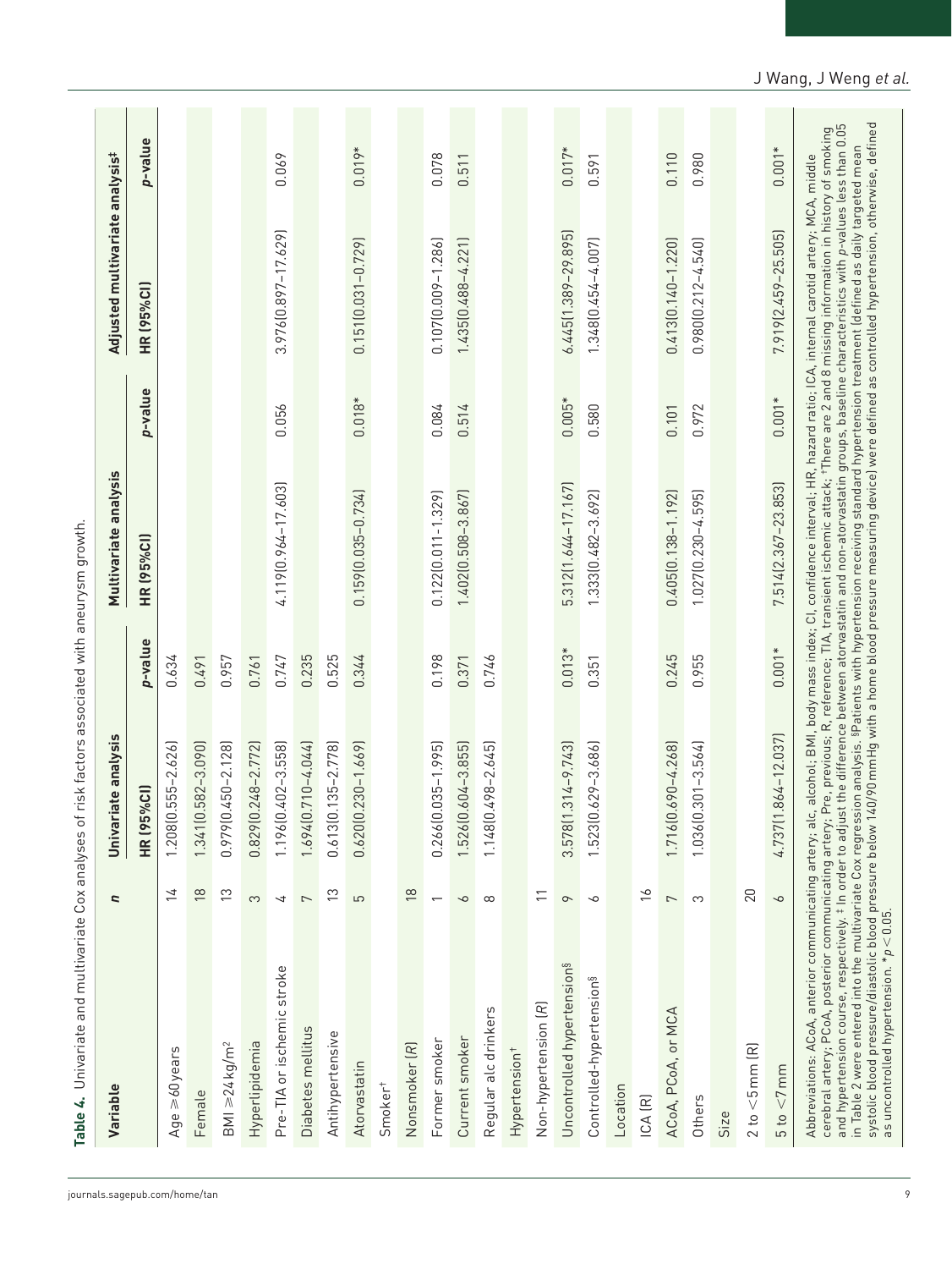**Table 4.** Univariate and multivariate Cox analyses of risk factors associated with aneurysm growth.

| Variable | *n* | Univariate analysis | | Multivariate analysis | | Adjusted multivariate analysis‡ | |
|---|---|---|---|---|---|---|---|
| | | HR (95%CI) | *p*-value | HR (95%CI) | *p*-value | HR (95%CI) | *p*-value |
| Age ⩾60 years | 14 | 1.208(0.555–2.626) | 0.634 | | | | |
| Female | 18 | 1.341(0.582–3.090) | 0.491 | | | | |
| BMI ⩾24 kg/m$^2$ | 13 | 0.979(0.450–2.128) | 0.957 | | | | |
| Hyperlipidemia | 3 | 0.829(0.248–2.772) | 0.761 | | | | |
| Pre-TIA or ischemic stroke | 4 | 1.196(0.402–3.558) | 0.747 | 4.119(0.964–17.603) | 0.056 | 3.976(0.897–17.629) | 0.069 |
| Diabetes mellitus | 7 | 1.694(0.710–4.044) | 0.235 | | | | |
| Antihypertensive | 13 | 0.613(0.135–2.778) | 0.525 | | | | |
| Atorvastatin | 5 | 0.620(0.230–1.669) | 0.344 | 0.159(0.035–0.734) | 0.018* | 0.151(0.031–0.729) | 0.019* |
| Smoker† | | | | | | | |
| Nonsmoker (*R*) | 18 | | | | | | |
| Former smoker | 1 | 0.266(0.035–1.995) | 0.198 | 0.122(0.011–1.329) | 0.084 | 0.107(0.009–1.286) | 0.078 |
| Current smoker | 6 | 1.526(0.604–3.855) | 0.371 | 1.402(0.508–3.867) | 0.514 | 1.435(0.488–4.221) | 0.511 |
| Regular alc drinkers | 8 | 1.148(0.498–2.645) | 0.746 | | | | |
| Hypertension† | | | | | | | |
| Non-hypertension (*R*) | 11 | | | | | | |
| Uncontrolled hypertension§ | 9 | 3.578(1.314–9.743) | 0.013* | 5.312(1.644–17.167) | 0.005* | 6.445(1.389–29.895) | 0.017* |
| Controlled-hypertension§ | 6 | 1.523(0.629–3.686) | 0.351 | 1.333(0.482–3.692) | 0.580 | 1.348(0.454–4.007) | 0.591 |
| Location | | | | | | | |
| ICA (R) | 16 | | | | | | |
| ACoA, PCoA, or MCA | 7 | 1.716(0.690–4.268) | 0.245 | 0.405(0.138–1.192) | 0.101 | 0.413(0.140–1.220) | 0.110 |
| Others | 3 | 1.036(0.301–3.564) | 0.955 | 1.027(0.230–4.595) | 0.972 | 0.980(0.212–4.540) | 0.980 |
| Size | | | | | | | |
| 2 to <5 mm (R) | 20 | | | | | | |
| 5 to <7 mm | 6 | 4.737(1.864–12.037) | 0.001* | 7.514(2.367–23.853) | 0.001* | 7.919(2.459–25.505) | 0.001* |

Abbreviations: ACoA, anterior communicating artery; alc, alcohol; BMI, body mass index; CI, confidence interval; HR, hazard ratio; ICA, internal carotid artery; MCA, middle cerebral artery; PCoA, posterior communicating artery; Pre, previous; R, reference; TIA, transient ischemic attack; †There are 2 and 8 missing information in history of smoking and hypertension course, respectively. ‡ In order to adjust the difference between atorvastatin and non-atorvastatin groups, baseline characteristics with *p*-values less than 0.05 in Table 2 were entered into the multivariate Cox regression analysis. §Patients with hypertension receiving standard hypertension treatment (defined as daily targeted mean systolic blood pressure/diastolic blood pressure below 140/90 mmHg with a home blood pressure measuring device) were defined as controlled hypertension, otherwise, defined as uncontrolled hypertension. *$p < 0.05$.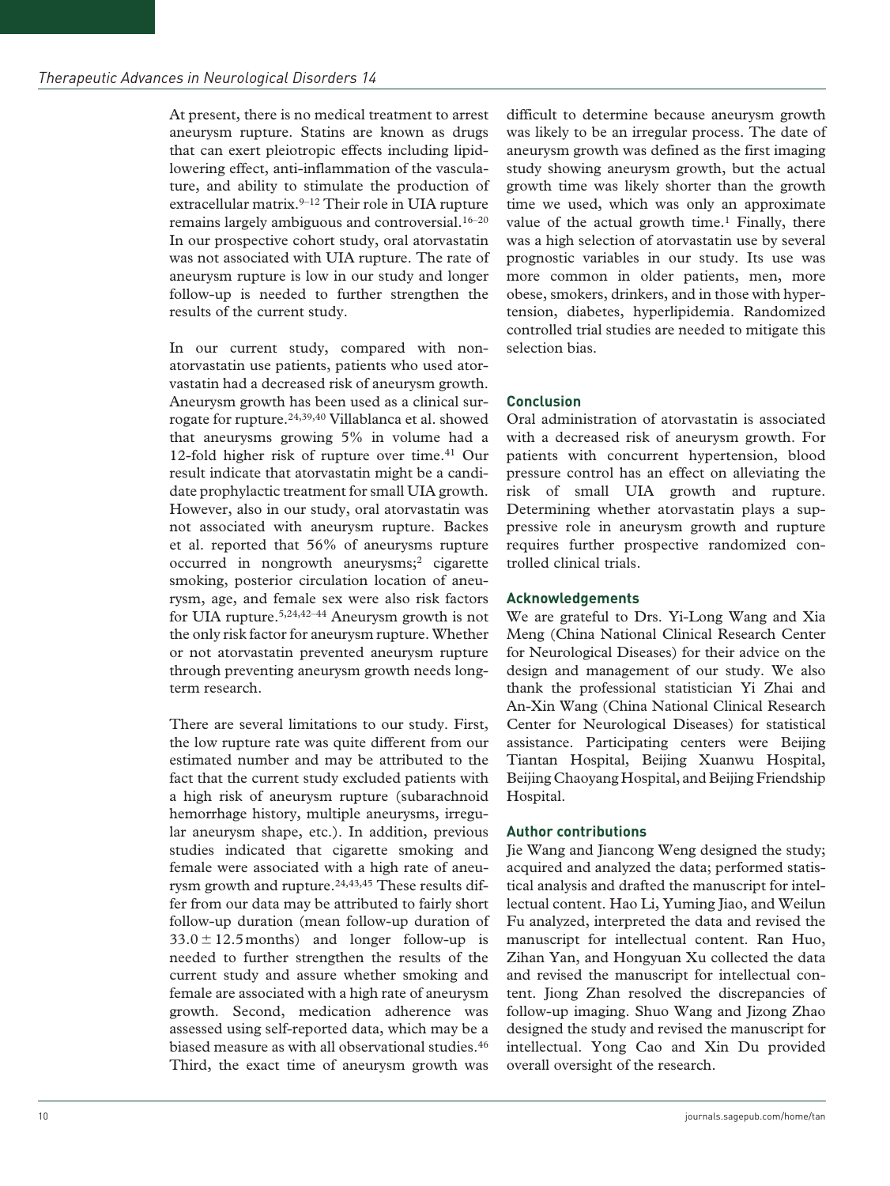At present, there is no medical treatment to arrest aneurysm rupture. Statins are known as drugs that can exert pleiotropic effects including lipid-lowering effect, anti-inflammation of the vasculature, and ability to stimulate the production of extracellular matrix.[9–12] Their role in UIA rupture remains largely ambiguous and controversial.[16–20] In our prospective cohort study, oral atorvastatin was not associated with UIA rupture. The rate of aneurysm rupture is low in our study and longer follow-up is needed to further strengthen the results of the current study.

In our current study, compared with non-atorvastatin use patients, patients who used atorvastatin had a decreased risk of aneurysm growth. Aneurysm growth has been used as a clinical surrogate for rupture.[24,39,40] Villablanca et al. showed that aneurysms growing 5% in volume had a 12-fold higher risk of rupture over time.[41] Our result indicate that atorvastatin might be a candidate prophylactic treatment for small UIA growth. However, also in our study, oral atorvastatin was not associated with aneurysm rupture. Backes et al. reported that 56% of aneurysms rupture occurred in nongrowth aneurysms;[2] cigarette smoking, posterior circulation location of aneurysm, age, and female sex were also risk factors for UIA rupture.[5,24,42–44] Aneurysm growth is not the only risk factor for aneurysm rupture. Whether or not atorvastatin prevented aneurysm rupture through preventing aneurysm growth needs long-term research.

There are several limitations to our study. First, the low rupture rate was quite different from our estimated number and may be attributed to the fact that the current study excluded patients with a high risk of aneurysm rupture (subarachnoid hemorrhage history, multiple aneurysms, irregular aneurysm shape, etc.). In addition, previous studies indicated that cigarette smoking and female were associated with a high rate of aneurysm growth and rupture.[24,43,45] These results differ from our data may be attributed to fairly short follow-up duration (mean follow-up duration of $33.0 \pm 12.5$ months) and longer follow-up is needed to further strengthen the results of the current study and assure whether smoking and female are associated with a high rate of aneurysm growth. Second, medication adherence was assessed using self-reported data, which may be a biased measure as with all observational studies.[46] Third, the exact time of aneurysm growth was difficult to determine because aneurysm growth was likely to be an irregular process. The date of aneurysm growth was defined as the first imaging study showing aneurysm growth, but the actual growth time was likely shorter than the growth time we used, which was only an approximate value of the actual growth time.[1] Finally, there was a high selection of atorvastatin use by several prognostic variables in our study. Its use was more common in older patients, men, more obese, smokers, drinkers, and in those with hypertension, diabetes, hyperlipidemia. Randomized controlled trial studies are needed to mitigate this selection bias.

## Conclusion

Oral administration of atorvastatin is associated with a decreased risk of aneurysm growth. For patients with concurrent hypertension, blood pressure control has an effect on alleviating the risk of small UIA growth and rupture. Determining whether atorvastatin plays a suppressive role in aneurysm growth and rupture requires further prospective randomized controlled clinical trials.

## Acknowledgements

We are grateful to Drs. Yi-Long Wang and Xia Meng (China National Clinical Research Center for Neurological Diseases) for their advice on the design and management of our study. We also thank the professional statistician Yi Zhai and An-Xin Wang (China National Clinical Research Center for Neurological Diseases) for statistical assistance. Participating centers were Beijing Tiantan Hospital, Beijing Xuanwu Hospital, Beijing Chaoyang Hospital, and Beijing Friendship Hospital.

## Author contributions

Jie Wang and Jiancong Weng designed the study; acquired and analyzed the data; performed statistical analysis and drafted the manuscript for intellectual content. Hao Li, Yuming Jiao, and Weilun Fu analyzed, interpreted the data and revised the manuscript for intellectual content. Ran Huo, Zihan Yan, and Hongyuan Xu collected the data and revised the manuscript for intellectual content. Jiong Zhan resolved the discrepancies of follow-up imaging. Shuo Wang and Jizong Zhao designed the study and revised the manuscript for intellectual. Yong Cao and Xin Du provided overall oversight of the research.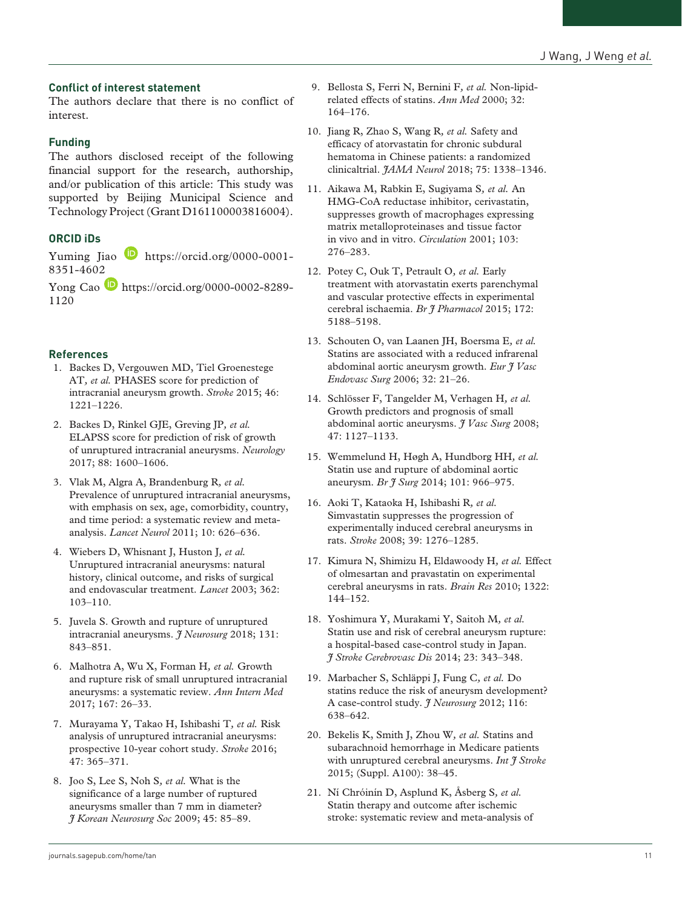## Conflict of interest statement

The authors declare that there is no conflict of interest.

## Funding

The authors disclosed receipt of the following financial support for the research, authorship, and/or publication of this article: This study was supported by Beijing Municipal Science and Technology Project (Grant D161100003816004).

## ORCID iDs

Yuming Jiao https://orcid.org/0000-0001-8351-4602

Yong Cao https://orcid.org/0000-0002-8289-1120

## References

1. Backes D, Vergouwen MD, Tiel Groenestege AT, *et al.* PHASES score for prediction of intracranial aneurysm growth. *Stroke* 2015; 46: 1221–1226.
2. Backes D, Rinkel GJE, Greving JP, *et al.* ELAPSS score for prediction of risk of growth of unruptured intracranial aneurysms. *Neurology* 2017; 88: 1600–1606.
3. Vlak M, Algra A, Brandenburg R, *et al.* Prevalence of unruptured intracranial aneurysms, with emphasis on sex, age, comorbidity, country, and time period: a systematic review and meta-analysis. *Lancet Neurol* 2011; 10: 626–636.
4. Wiebers D, Whisnant J, Huston J, *et al.* Unruptured intracranial aneurysms: natural history, clinical outcome, and risks of surgical and endovascular treatment. *Lancet* 2003; 362: 103–110.
5. Juvela S. Growth and rupture of unruptured intracranial aneurysms. *J Neurosurg* 2018; 131: 843–851.
6. Malhotra A, Wu X, Forman H, *et al.* Growth and rupture risk of small unruptured intracranial aneurysms: a systematic review. *Ann Intern Med* 2017; 167: 26–33.
7. Murayama Y, Takao H, Ishibashi T, *et al.* Risk analysis of unruptured intracranial aneurysms: prospective 10-year cohort study. *Stroke* 2016; 47: 365–371.
8. Joo S, Lee S, Noh S, *et al.* What is the significance of a large number of ruptured aneurysms smaller than 7 mm in diameter? *J Korean Neurosurg Soc* 2009; 45: 85–89.
9. Bellosta S, Ferri N, Bernini F, *et al.* Non-lipid-related effects of statins. *Ann Med* 2000; 32: 164–176.
10. Jiang R, Zhao S, Wang R, *et al.* Safety and efficacy of atorvastatin for chronic subdural hematoma in Chinese patients: a randomized clinicaltrial. *JAMA Neurol* 2018; 75: 1338–1346.
11. Aikawa M, Rabkin E, Sugiyama S, *et al.* An HMG-CoA reductase inhibitor, cerivastatin, suppresses growth of macrophages expressing matrix metalloproteinases and tissue factor in vivo and in vitro. *Circulation* 2001; 103: 276–283.
12. Potey C, Ouk T, Petrault O, *et al.* Early treatment with atorvastatin exerts parenchymal and vascular protective effects in experimental cerebral ischaemia. *Br J Pharmacol* 2015; 172: 5188–5198.
13. Schouten O, van Laanen JH, Boersma E, *et al.* Statins are associated with a reduced infrarenal abdominal aortic aneurysm growth. *Eur J Vasc Endovasc Surg* 2006; 32: 21–26.
14. Schlösser F, Tangelder M, Verhagen H, *et al.* Growth predictors and prognosis of small abdominal aortic aneurysms. *J Vasc Surg* 2008; 47: 1127–1133.
15. Wemmelund H, Høgh A, Hundborg HH, *et al.* Statin use and rupture of abdominal aortic aneurysm. *Br J Surg* 2014; 101: 966–975.
16. Aoki T, Kataoka H, Ishibashi R, *et al.* Simvastatin suppresses the progression of experimentally induced cerebral aneurysms in rats. *Stroke* 2008; 39: 1276–1285.
17. Kimura N, Shimizu H, Eldawoody H, *et al.* Effect of olmesartan and pravastatin on experimental cerebral aneurysms in rats. *Brain Res* 2010; 1322: 144–152.
18. Yoshimura Y, Murakami Y, Saitoh M, *et al.* Statin use and risk of cerebral aneurysm rupture: a hospital-based case-control study in Japan. *J Stroke Cerebrovasc Dis* 2014; 23: 343–348.
19. Marbacher S, Schläppi J, Fung C, *et al.* Do statins reduce the risk of aneurysm development? A case-control study. *J Neurosurg* 2012; 116: 638–642.
20. Bekelis K, Smith J, Zhou W, *et al.* Statins and subarachnoid hemorrhage in Medicare patients with unruptured cerebral aneurysms. *Int J Stroke* 2015; (Suppl. A100): 38–45.
21. Ní Chróinín D, Asplund K, Åsberg S, *et al.* Statin therapy and outcome after ischemic stroke: systematic review and meta-analysis of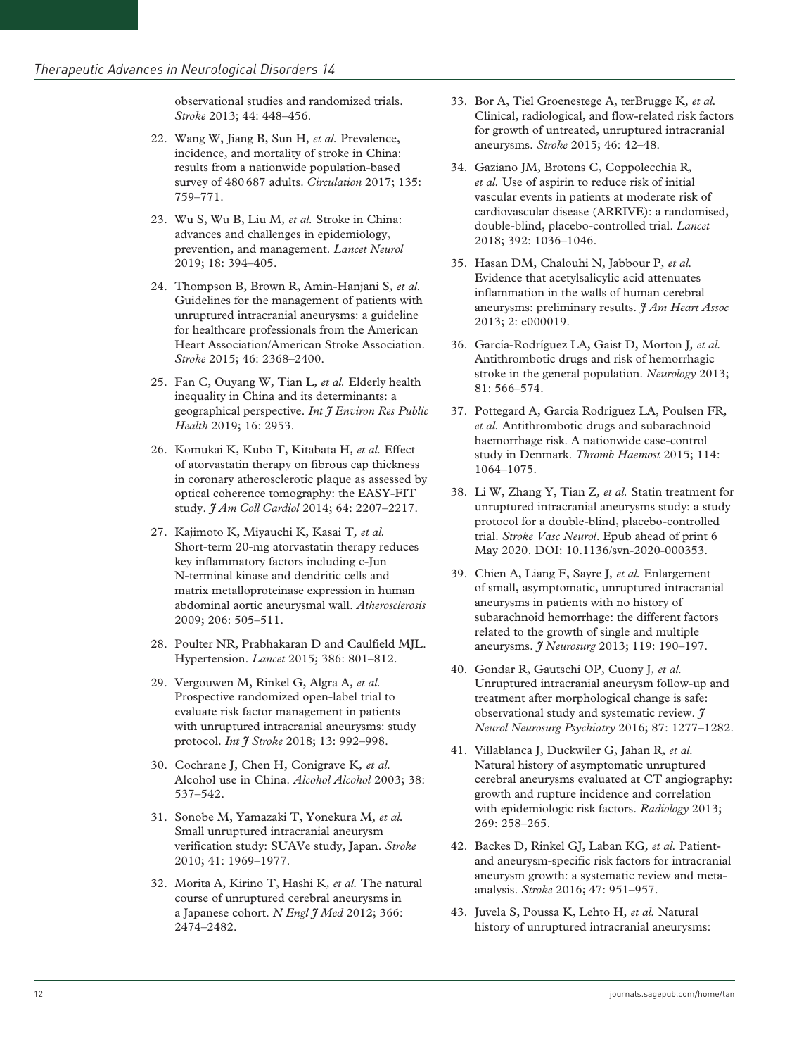observational studies and randomized trials. *Stroke* 2013; 44: 448–456.

22. Wang W, Jiang B, Sun H, *et al.* Prevalence, incidence, and mortality of stroke in China: results from a nationwide population-based survey of 480 687 adults. *Circulation* 2017; 135: 759–771.
23. Wu S, Wu B, Liu M, *et al.* Stroke in China: advances and challenges in epidemiology, prevention, and management. *Lancet Neurol* 2019; 18: 394–405.
24. Thompson B, Brown R, Amin-Hanjani S, *et al.* Guidelines for the management of patients with unruptured intracranial aneurysms: a guideline for healthcare professionals from the American Heart Association/American Stroke Association. *Stroke* 2015; 46: 2368–2400.
25. Fan C, Ouyang W, Tian L, *et al.* Elderly health inequality in China and its determinants: a geographical perspective. *Int J Environ Res Public Health* 2019; 16: 2953.
26. Komukai K, Kubo T, Kitabata H, *et al.* Effect of atorvastatin therapy on fibrous cap thickness in coronary atherosclerotic plaque as assessed by optical coherence tomography: the EASY-FIT study. *J Am Coll Cardiol* 2014; 64: 2207–2217.
27. Kajimoto K, Miyauchi K, Kasai T, *et al.* Short-term 20-mg atorvastatin therapy reduces key inflammatory factors including c-Jun N-terminal kinase and dendritic cells and matrix metalloproteinase expression in human abdominal aortic aneurysmal wall. *Atherosclerosis* 2009; 206: 505–511.
28. Poulter NR, Prabhakaran D and Caulfield MJL. Hypertension. *Lancet* 2015; 386: 801–812.
29. Vergouwen M, Rinkel G, Algra A, *et al.* Prospective randomized open-label trial to evaluate risk factor management in patients with unruptured intracranial aneurysms: study protocol. *Int J Stroke* 2018; 13: 992–998.
30. Cochrane J, Chen H, Conigrave K, *et al.* Alcohol use in China. *Alcohol Alcohol* 2003; 38: 537–542.
31. Sonobe M, Yamazaki T, Yonekura M, *et al.* Small unruptured intracranial aneurysm verification study: SUAVe study, Japan. *Stroke* 2010; 41: 1969–1977.
32. Morita A, Kirino T, Hashi K, *et al.* The natural course of unruptured cerebral aneurysms in a Japanese cohort. *N Engl J Med* 2012; 366: 2474–2482.
33. Bor A, Tiel Groenestege A, terBrugge K, *et al.* Clinical, radiological, and flow-related risk factors for growth of untreated, unruptured intracranial aneurysms. *Stroke* 2015; 46: 42–48.
34. Gaziano JM, Brotons C, Coppolecchia R, *et al.* Use of aspirin to reduce risk of initial vascular events in patients at moderate risk of cardiovascular disease (ARRIVE): a randomised, double-blind, placebo-controlled trial. *Lancet* 2018; 392: 1036–1046.
35. Hasan DM, Chalouhi N, Jabbour P, *et al.* Evidence that acetylsalicylic acid attenuates inflammation in the walls of human cerebral aneurysms: preliminary results. *J Am Heart Assoc* 2013; 2: e000019.
36. García-Rodríguez LA, Gaist D, Morton J, *et al.* Antithrombotic drugs and risk of hemorrhagic stroke in the general population. *Neurology* 2013; 81: 566–574.
37. Pottegard A, Garcia Rodriguez LA, Poulsen FR, *et al.* Antithrombotic drugs and subarachnoid haemorrhage risk. A nationwide case-control study in Denmark. *Thromb Haemost* 2015; 114: 1064–1075.
38. Li W, Zhang Y, Tian Z, *et al.* Statin treatment for unruptured intracranial aneurysms study: a study protocol for a double-blind, placebo-controlled trial. *Stroke Vasc Neurol*. Epub ahead of print 6 May 2020. DOI: 10.1136/svn-2020-000353.
39. Chien A, Liang F, Sayre J, *et al.* Enlargement of small, asymptomatic, unruptured intracranial aneurysms in patients with no history of subarachnoid hemorrhage: the different factors related to the growth of single and multiple aneurysms. *J Neurosurg* 2013; 119: 190–197.
40. Gondar R, Gautschi OP, Cuony J, *et al.* Unruptured intracranial aneurysm follow-up and treatment after morphological change is safe: observational study and systematic review. *J Neurol Neurosurg Psychiatry* 2016; 87: 1277–1282.
41. Villablanca J, Duckwiler G, Jahan R, *et al.* Natural history of asymptomatic unruptured cerebral aneurysms evaluated at CT angiography: growth and rupture incidence and correlation with epidemiologic risk factors. *Radiology* 2013; 269: 258–265.
42. Backes D, Rinkel GJ, Laban KG, *et al.* Patient- and aneurysm-specific risk factors for intracranial aneurysm growth: a systematic review and meta-analysis. *Stroke* 2016; 47: 951–957.
43. Juvela S, Poussa K, Lehto H, *et al.* Natural history of unruptured intracranial aneurysms: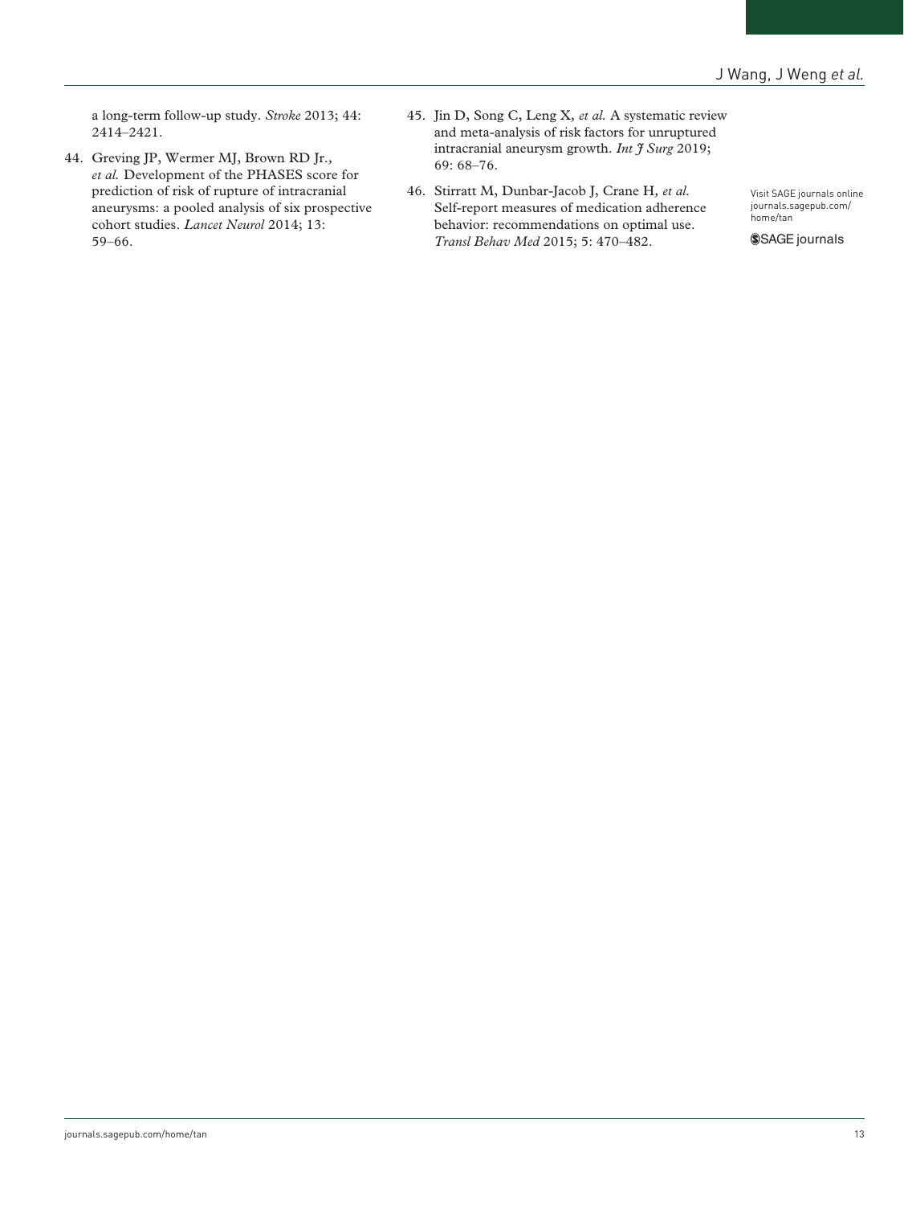a long-term follow-up study. *Stroke* 2013; 44: 2414–2421.

44. Greving JP, Wermer MJ, Brown RD Jr., *et al.* Development of the PHASES score for prediction of risk of rupture of intracranial aneurysms: a pooled analysis of six prospective cohort studies. *Lancet Neurol* 2014; 13: 59–66.

45. Jin D, Song C, Leng X, *et al.* A systematic review and meta-analysis of risk factors for unruptured intracranial aneurysm growth. *Int J Surg* 2019; 69: 68–76.

46. Stirratt M, Dunbar-Jacob J, Crane H, *et al.* Self-report measures of medication adherence behavior: recommendations on optimal use. *Transl Behav Med* 2015; 5: 470–482.

Visit SAGE journals online journals.sagepub.com/home/tan

SAGE journals